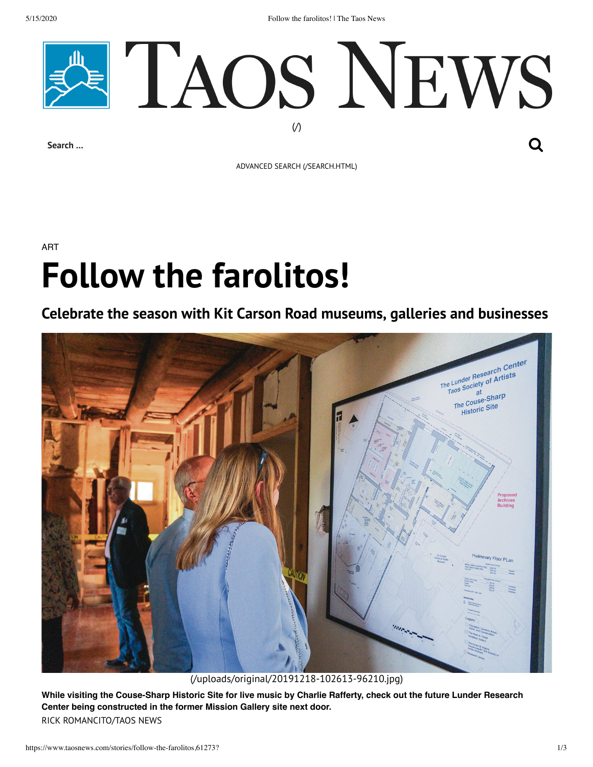TAOS NEWS

(/)

Search ...

ADVANCED SEARCH (/SEARCH.HTML)

ART

# Follow the farolitos!

## Celebrate the season with Kit Carson Road museums, galleries and businesses

(/uploads/original/20191218-102613-96210.jpg)

**While visiting the Couse-Sharp Historic Site for live music by Charlie Rafferty, check out the future Lunder Research Center being constructed in the former Mission Gallery site next door.**

RICK ROMANCITO/TAOS NEWS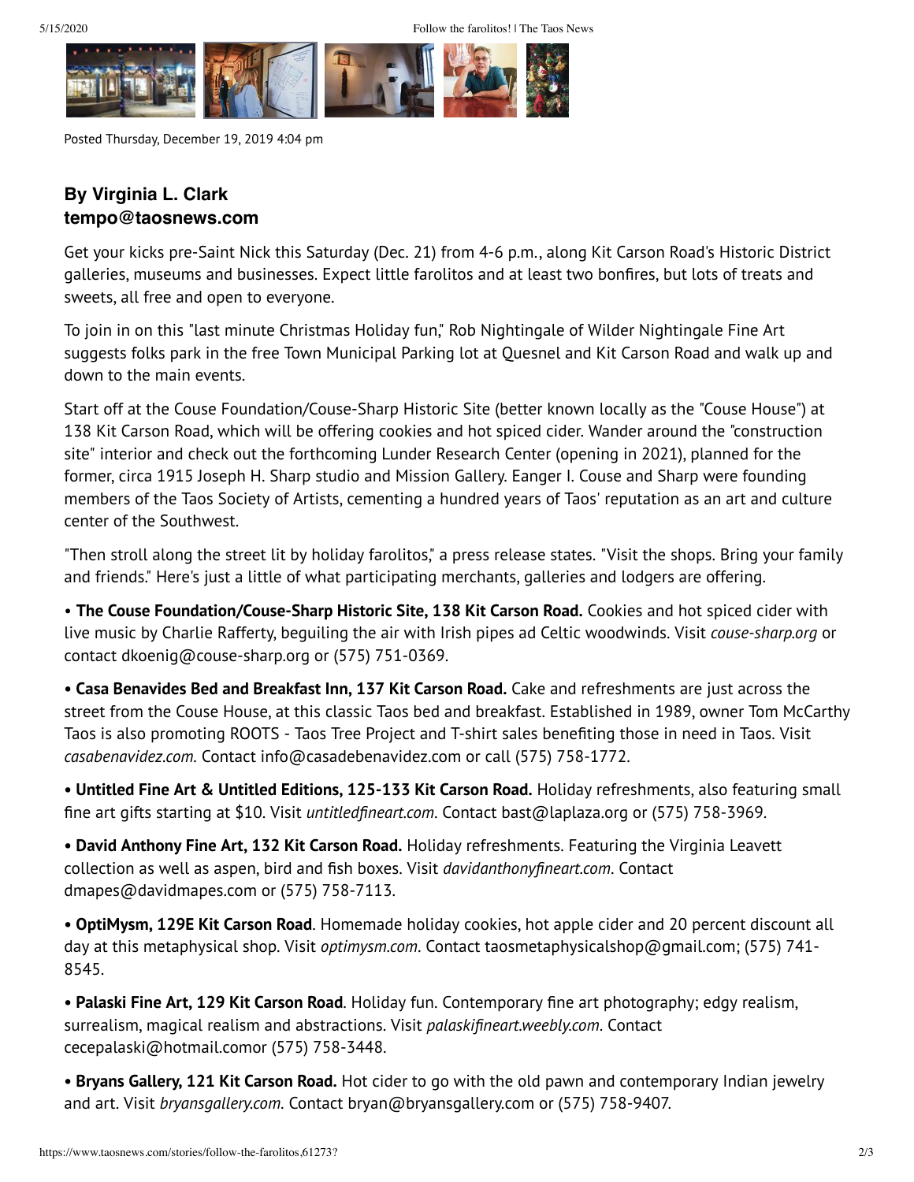Posted Thursday, December 19, 2019 4:04 pm

**By Virginia L. Clark**
**tempo@taosnews.com**

Get your kicks pre-Saint Nick this Saturday (Dec. 21) from 4-6 p.m., along Kit Carson Road's Historic District galleries, museums and businesses. Expect little farolitos and at least two bonfires, but lots of treats and sweets, all free and open to everyone.

To join in on this "last minute Christmas Holiday fun," Rob Nightingale of Wilder Nightingale Fine Art suggests folks park in the free Town Municipal Parking lot at Quesnel and Kit Carson Road and walk up and down to the main events.

Start off at the Couse Foundation/Couse-Sharp Historic Site (better known locally as the "Couse House") at 138 Kit Carson Road, which will be offering cookies and hot spiced cider. Wander around the "construction site" interior and check out the forthcoming Lunder Research Center (opening in 2021), planned for the former, circa 1915 Joseph H. Sharp studio and Mission Gallery. Eanger I. Couse and Sharp were founding members of the Taos Society of Artists, cementing a hundred years of Taos' reputation as an art and culture center of the Southwest.

"Then stroll along the street lit by holiday farolitos," a press release states. "Visit the shops. Bring your family and friends." Here's just a little of what participating merchants, galleries and lodgers are offering.

• **The Couse Foundation/Couse-Sharp Historic Site, 138 Kit Carson Road.** Cookies and hot spiced cider with live music by Charlie Rafferty, beguiling the air with Irish pipes ad Celtic woodwinds. Visit *couse-sharp.org* or contact dkoenig@couse-sharp.org or (575) 751-0369.

• **Casa Benavides Bed and Breakfast Inn, 137 Kit Carson Road.** Cake and refreshments are just across the street from the Couse House, at this classic Taos bed and breakfast. Established in 1989, owner Tom McCarthy Taos is also promoting ROOTS - Taos Tree Project and T-shirt sales benefiting those in need in Taos. Visit *casabenavidez.com*. Contact info@casadebenavidez.com or call (575) 758-1772.

• **Untitled Fine Art & Untitled Editions, 125-133 Kit Carson Road.** Holiday refreshments, also featuring small fine art gifts starting at $10. Visit *untitledfineart.com*. Contact bast@laplaza.org or (575) 758-3969.

• **David Anthony Fine Art, 132 Kit Carson Road.** Holiday refreshments. Featuring the Virginia Leavett collection as well as aspen, bird and fish boxes. Visit *davidanthonyfineart.com*. Contact dmapes@davidmapes.com or (575) 758-7113.

• **OptiMysm, 129E Kit Carson Road**. Homemade holiday cookies, hot apple cider and 20 percent discount all day at this metaphysical shop. Visit *optimysm.com*. Contact taosmetaphysicalshop@gmail.com; (575) 741-8545.

• **Palaski Fine Art, 129 Kit Carson Road**. Holiday fun. Contemporary fine art photography; edgy realism, surrealism, magical realism and abstractions. Visit *palaskifineart.weebly.com*. Contact cecepalaski@hotmail.comor (575) 758-3448.

• **Bryans Gallery, 121 Kit Carson Road.** Hot cider to go with the old pawn and contemporary Indian jewelry and art. Visit *bryansgallery.com*. Contact bryan@bryansgallery.com or (575) 758-9407.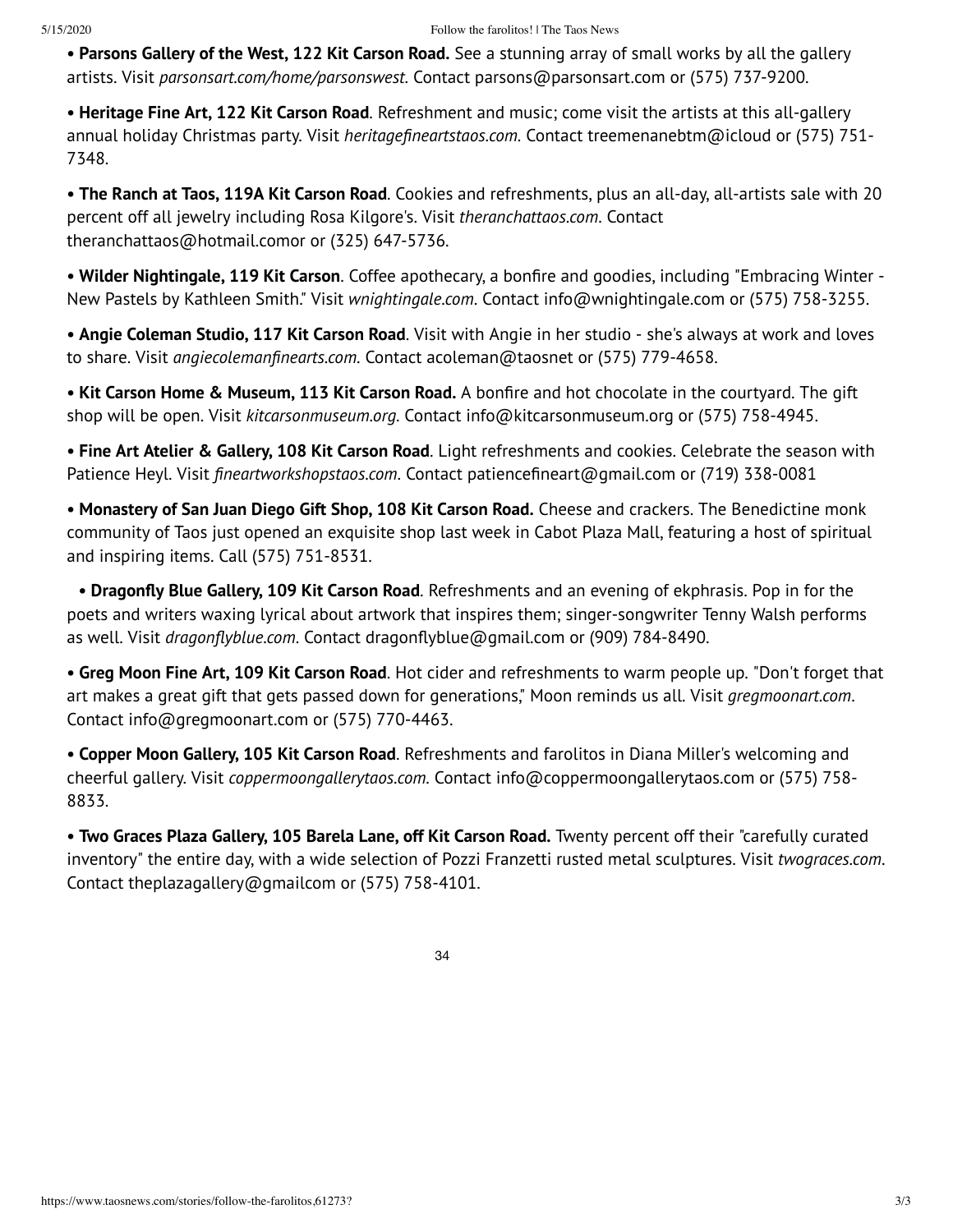- **Parsons Gallery of the West, 122 Kit Carson Road.** See a stunning array of small works by all the gallery artists. Visit *parsonsart.com/home/parsonswest.* Contact parsons@parsonsart.com or (575) 737-9200.

- **Heritage Fine Art, 122 Kit Carson Road**. Refreshment and music; come visit the artists at this all-gallery annual holiday Christmas party. Visit *heritagefineartstaos.com.* Contact treemenanebtm@icloud or (575) 751-7348.

- **The Ranch at Taos, 119A Kit Carson Road**. Cookies and refreshments, plus an all-day, all-artists sale with 20 percent off all jewelry including Rosa Kilgore's. Visit *theranchattaos.com*. Contact theranchattaos@hotmail.comor or (325) 647-5736.

- **Wilder Nightingale, 119 Kit Carson**. Coffee apothecary, a bonfire and goodies, including "Embracing Winter - New Pastels by Kathleen Smith." Visit *wnightingale.com*. Contact info@wnightingale.com or (575) 758-3255.

- **Angie Coleman Studio, 117 Kit Carson Road**. Visit with Angie in her studio - she's always at work and loves to share. Visit *angiecolemanfinearts.com.* Contact acoleman@taosnet or (575) 779-4658.

- **Kit Carson Home & Museum, 113 Kit Carson Road.** A bonfire and hot chocolate in the courtyard. The gift shop will be open. Visit *kitcarsonmuseum.org.* Contact info@kitcarsonmuseum.org or (575) 758-4945.

- **Fine Art Atelier & Gallery, 108 Kit Carson Road**. Light refreshments and cookies. Celebrate the season with Patience Heyl. Visit *fineartworkshopstaos.com*. Contact patiencefineart@gmail.com or (719) 338-0081

- **Monastery of San Juan Diego Gift Shop, 108 Kit Carson Road.** Cheese and crackers. The Benedictine monk community of Taos just opened an exquisite shop last week in Cabot Plaza Mall, featuring a host of spiritual and inspiring items. Call (575) 751-8531.

- **Dragonfly Blue Gallery, 109 Kit Carson Road**. Refreshments and an evening of ekphrasis. Pop in for the poets and writers waxing lyrical about artwork that inspires them; singer-songwriter Tenny Walsh performs as well. Visit *dragonflyblue.com*. Contact dragonflyblue@gmail.com or (909) 784-8490.

- **Greg Moon Fine Art, 109 Kit Carson Road**. Hot cider and refreshments to warm people up. "Don't forget that art makes a great gift that gets passed down for generations," Moon reminds us all. Visit *gregmoonart.com*. Contact info@gregmoonart.com or (575) 770-4463.

- **Copper Moon Gallery, 105 Kit Carson Road**. Refreshments and farolitos in Diana Miller's welcoming and cheerful gallery. Visit *coppermoongallerytaos.com.* Contact info@coppermoongallerytaos.com or (575) 758-8833.

- **Two Graces Plaza Gallery, 105 Barela Lane, off Kit Carson Road.** Twenty percent off their "carefully curated inventory" the entire day, with a wide selection of Pozzi Franzetti rusted metal sculptures. Visit *twograces.com*. Contact theplazagallery@gmailcom or (575) 758-4101.

34